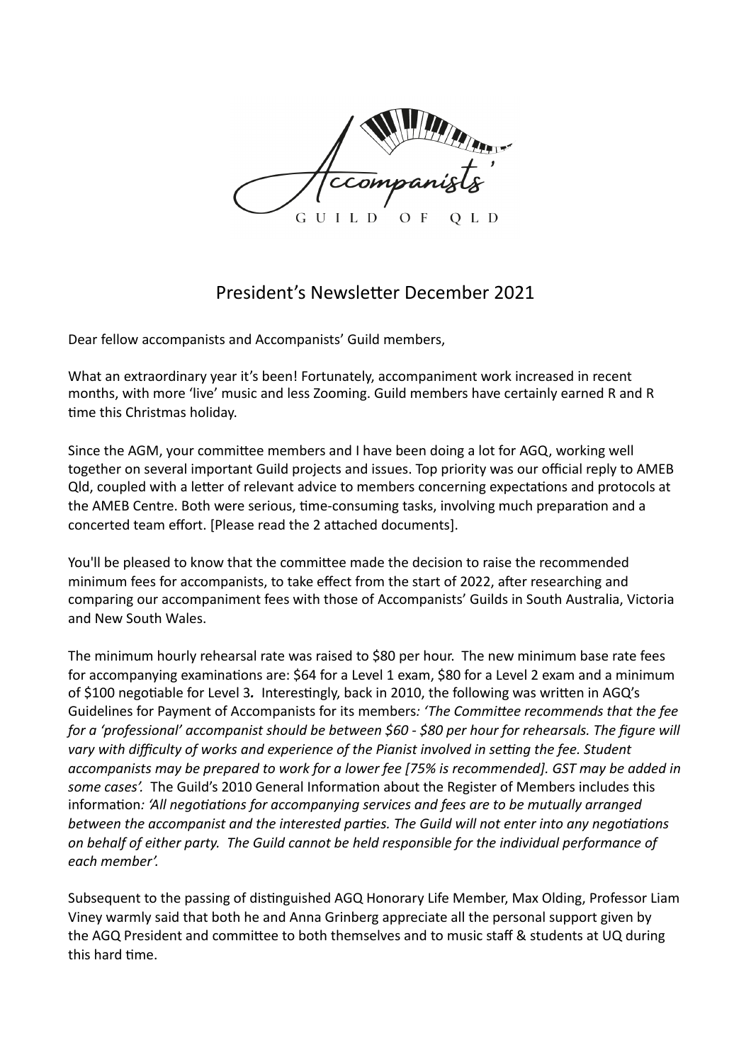Accompanists' GUILD OF QLD

# President's Newsletter December 2021

Dear fellow accompanists and Accompanists' Guild members,

What an extraordinary year it's been! Fortunately, accompaniment work increased in recent months, with more 'live' music and less Zooming. Guild members have certainly earned R and R time this Christmas holiday.

Since the AGM, your committee members and I have been doing a lot for AGQ, working well together on several important Guild projects and issues. Top priority was our official reply to AMEB Qld, coupled with a letter of relevant advice to members concerning expectations and protocols at the AMEB Centre. Both were serious, time-consuming tasks, involving much preparation and a concerted team effort. [Please read the 2 attached documents].

You'll be pleased to know that the committee made the decision to raise the recommended minimum fees for accompanists, to take effect from the start of 2022, after researching and comparing our accompaniment fees with those of Accompanists' Guilds in South Australia, Victoria and New South Wales.

The minimum hourly rehearsal rate was raised to $80 per hour. The new minimum base rate fees for accompanying examinations are: $64 for a Level 1 exam, $80 for a Level 2 exam and a minimum of $100 negotiable for Level 3**.** Interestingly, back in 2010, the following was written in AGQ's Guidelines for Payment of Accompanists for its members*: 'The Committee recommends that the fee for a 'professional' accompanist should be between $60 - $80 per hour for rehearsals. The figure will vary with difficulty of works and experience of the Pianist involved in setting the fee. Student accompanists may be prepared to work for a lower fee [75% is recommended]. GST may be added in some cases'.* The Guild's 2010 General Information about the Register of Members includes this information*: 'All negotiations for accompanying services and fees are to be mutually arranged between the accompanist and the interested parties. The Guild will not enter into any negotiations on behalf of either party. The Guild cannot be held responsible for the individual performance of each member'.*

Subsequent to the passing of distinguished AGQ Honorary Life Member, Max Olding, Professor Liam Viney warmly said that both he and Anna Grinberg appreciate all the personal support given by the AGQ President and committee to both themselves and to music staff & students at UQ during this hard time.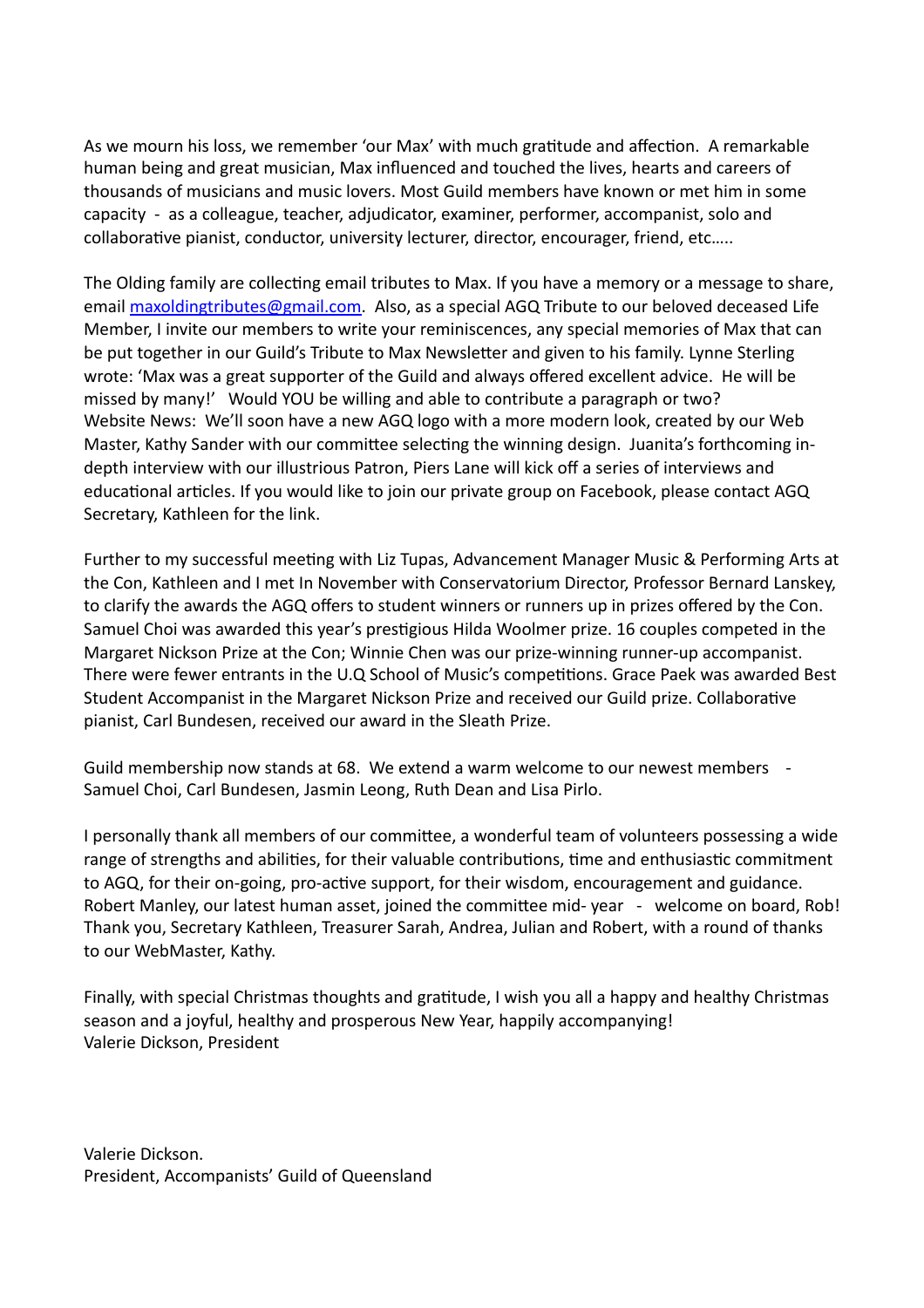As we mourn his loss, we remember 'our Max' with much gratitude and affection. A remarkable human being and great musician, Max influenced and touched the lives, hearts and careers of thousands of musicians and music lovers. Most Guild members have known or met him in some capacity - as a colleague, teacher, adjudicator, examiner, performer, accompanist, solo and collaborative pianist, conductor, university lecturer, director, encourager, friend, etc.....

The Olding family are collecting email tributes to Max. If you have a memory or a message to share, email maxoldingtributes@gmail.com. Also, as a special AGQ Tribute to our beloved deceased Life Member, I invite our members to write your reminiscences, any special memories of Max that can be put together in our Guild's Tribute to Max Newsletter and given to his family. Lynne Sterling wrote: 'Max was a great supporter of the Guild and always offered excellent advice. He will be missed by many!' Would YOU be willing and able to contribute a paragraph or two?
Website News: We'll soon have a new AGQ logo with a more modern look, created by our Web Master, Kathy Sander with our committee selecting the winning design. Juanita's forthcoming in-depth interview with our illustrious Patron, Piers Lane will kick off a series of interviews and educational articles. If you would like to join our private group on Facebook, please contact AGQ Secretary, Kathleen for the link.

Further to my successful meeting with Liz Tupas, Advancement Manager Music & Performing Arts at the Con, Kathleen and I met In November with Conservatorium Director, Professor Bernard Lanskey, to clarify the awards the AGQ offers to student winners or runners up in prizes offered by the Con. Samuel Choi was awarded this year's prestigious Hilda Woolmer prize. 16 couples competed in the Margaret Nickson Prize at the Con; Winnie Chen was our prize-winning runner-up accompanist. There were fewer entrants in the U.Q School of Music's competitions. Grace Paek was awarded Best Student Accompanist in the Margaret Nickson Prize and received our Guild prize. Collaborative pianist, Carl Bundesen, received our award in the Sleath Prize.

Guild membership now stands at 68. We extend a warm welcome to our newest members - Samuel Choi, Carl Bundesen, Jasmin Leong, Ruth Dean and Lisa Pirlo.

I personally thank all members of our committee, a wonderful team of volunteers possessing a wide range of strengths and abilities, for their valuable contributions, time and enthusiastic commitment to AGQ, for their on-going, pro-active support, for their wisdom, encouragement and guidance. Robert Manley, our latest human asset, joined the committee mid- year - welcome on board, Rob! Thank you, Secretary Kathleen, Treasurer Sarah, Andrea, Julian and Robert, with a round of thanks to our WebMaster, Kathy.

Finally, with special Christmas thoughts and gratitude, I wish you all a happy and healthy Christmas season and a joyful, healthy and prosperous New Year, happily accompanying!
Valerie Dickson, President

Valerie Dickson.
President, Accompanists' Guild of Queensland